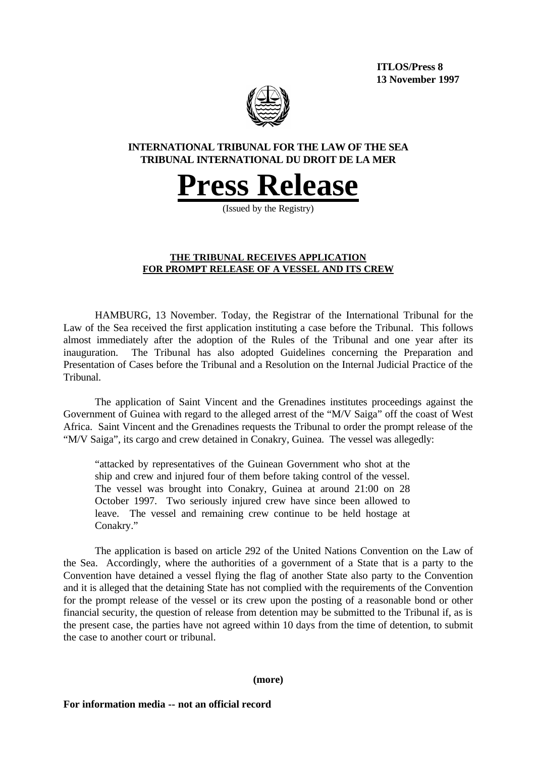**ITLOS/Press 8**
**13 November 1997**

**INTERNATIONAL TRIBUNAL FOR THE LAW OF THE SEA**
**TRIBUNAL INTERNATIONAL DU DROIT DE LA MER**

# Press Release

(Issued by the Registry)

**THE TRIBUNAL RECEIVES APPLICATION FOR PROMPT RELEASE OF A VESSEL AND ITS CREW**

HAMBURG, 13 November. Today, the Registrar of the International Tribunal for the Law of the Sea received the first application instituting a case before the Tribunal. This follows almost immediately after the adoption of the Rules of the Tribunal and one year after its inauguration. The Tribunal has also adopted Guidelines concerning the Preparation and Presentation of Cases before the Tribunal and a Resolution on the Internal Judicial Practice of the Tribunal.

The application of Saint Vincent and the Grenadines institutes proceedings against the Government of Guinea with regard to the alleged arrest of the "M/V Saiga" off the coast of West Africa. Saint Vincent and the Grenadines requests the Tribunal to order the prompt release of the "M/V Saiga", its cargo and crew detained in Conakry, Guinea. The vessel was allegedly:

> "attacked by representatives of the Guinean Government who shot at the ship and crew and injured four of them before taking control of the vessel. The vessel was brought into Conakry, Guinea at around 21:00 on 28 October 1997. Two seriously injured crew have since been allowed to leave. The vessel and remaining crew continue to be held hostage at Conakry."

The application is based on article 292 of the United Nations Convention on the Law of the Sea. Accordingly, where the authorities of a government of a State that is a party to the Convention have detained a vessel flying the flag of another State also party to the Convention and it is alleged that the detaining State has not complied with the requirements of the Convention for the prompt release of the vessel or its crew upon the posting of a reasonable bond or other financial security, the question of release from detention may be submitted to the Tribunal if, as is the present case, the parties have not agreed within 10 days from the time of detention, to submit the case to another court or tribunal.

**(more)**

**For information media -- not an official record**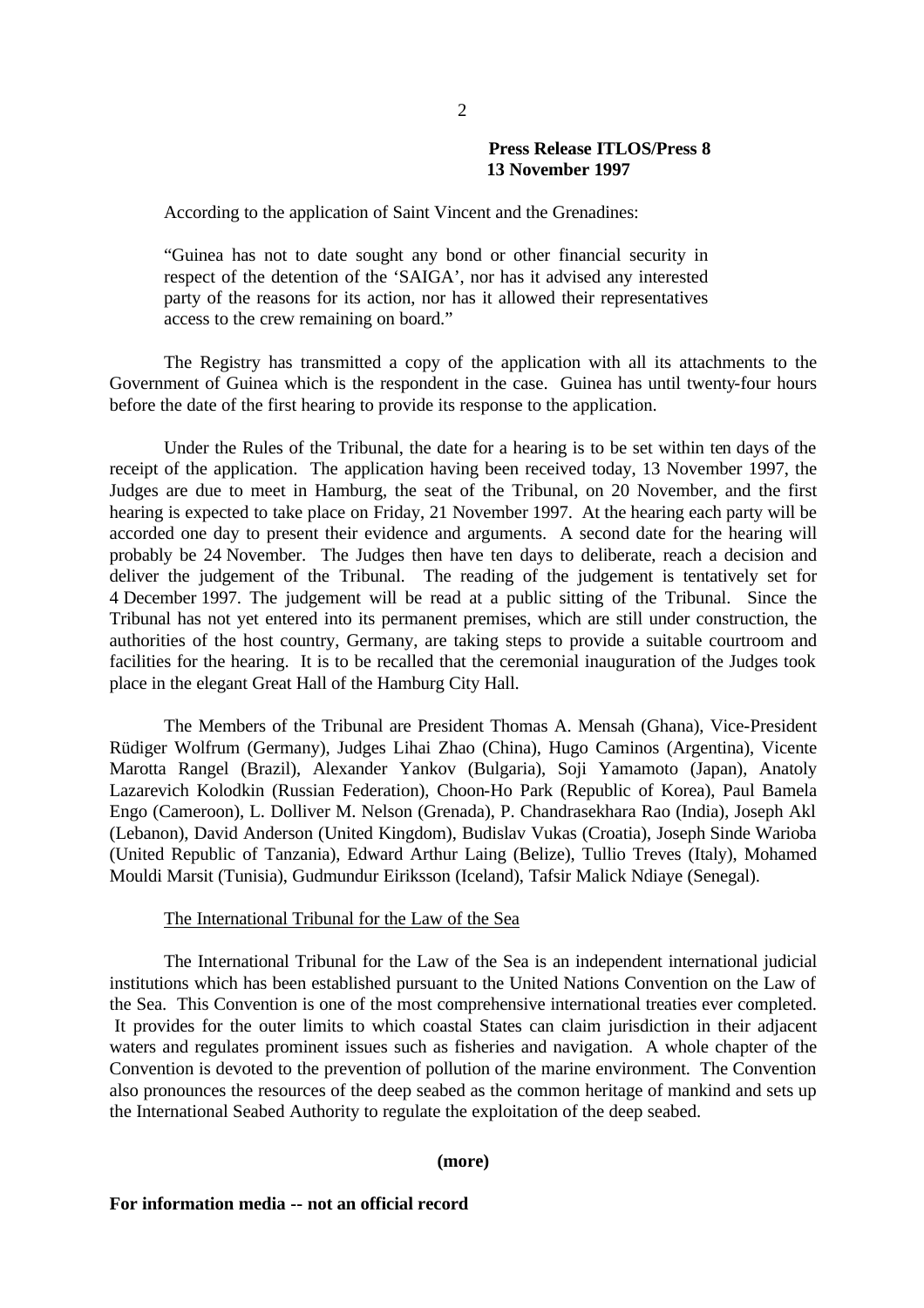**Press Release ITLOS/Press 8**
**13 November 1997**

According to the application of Saint Vincent and the Grenadines:

> "Guinea has not to date sought any bond or other financial security in respect of the detention of the 'SAIGA', nor has it advised any interested party of the reasons for its action, nor has it allowed their representatives access to the crew remaining on board."

The Registry has transmitted a copy of the application with all its attachments to the Government of Guinea which is the respondent in the case. Guinea has until twenty-four hours before the date of the first hearing to provide its response to the application.

Under the Rules of the Tribunal, the date for a hearing is to be set within ten days of the receipt of the application. The application having been received today, 13 November 1997, the Judges are due to meet in Hamburg, the seat of the Tribunal, on 20 November, and the first hearing is expected to take place on Friday, 21 November 1997. At the hearing each party will be accorded one day to present their evidence and arguments. A second date for the hearing will probably be 24 November. The Judges then have ten days to deliberate, reach a decision and deliver the judgement of the Tribunal. The reading of the judgement is tentatively set for 4 December 1997. The judgement will be read at a public sitting of the Tribunal. Since the Tribunal has not yet entered into its permanent premises, which are still under construction, the authorities of the host country, Germany, are taking steps to provide a suitable courtroom and facilities for the hearing. It is to be recalled that the ceremonial inauguration of the Judges took place in the elegant Great Hall of the Hamburg City Hall.

The Members of the Tribunal are President Thomas A. Mensah (Ghana), Vice-President Rüdiger Wolfrum (Germany), Judges Lihai Zhao (China), Hugo Caminos (Argentina), Vicente Marotta Rangel (Brazil), Alexander Yankov (Bulgaria), Soji Yamamoto (Japan), Anatoly Lazarevich Kolodkin (Russian Federation), Choon-Ho Park (Republic of Korea), Paul Bamela Engo (Cameroon), L. Dolliver M. Nelson (Grenada), P. Chandrasekhara Rao (India), Joseph Akl (Lebanon), David Anderson (United Kingdom), Budislav Vukas (Croatia), Joseph Sinde Warioba (United Republic of Tanzania), Edward Arthur Laing (Belize), Tullio Treves (Italy), Mohamed Mouldi Marsit (Tunisia), Gudmundur Eiriksson (Iceland), Tafsir Malick Ndiaye (Senegal).

## The International Tribunal for the Law of the Sea

The International Tribunal for the Law of the Sea is an independent international judicial institutions which has been established pursuant to the United Nations Convention on the Law of the Sea. This Convention is one of the most comprehensive international treaties ever completed. It provides for the outer limits to which coastal States can claim jurisdiction in their adjacent waters and regulates prominent issues such as fisheries and navigation. A whole chapter of the Convention is devoted to the prevention of pollution of the marine environment. The Convention also pronounces the resources of the deep seabed as the common heritage of mankind and sets up the International Seabed Authority to regulate the exploitation of the deep seabed.

**(more)**

**For information media -- not an official record**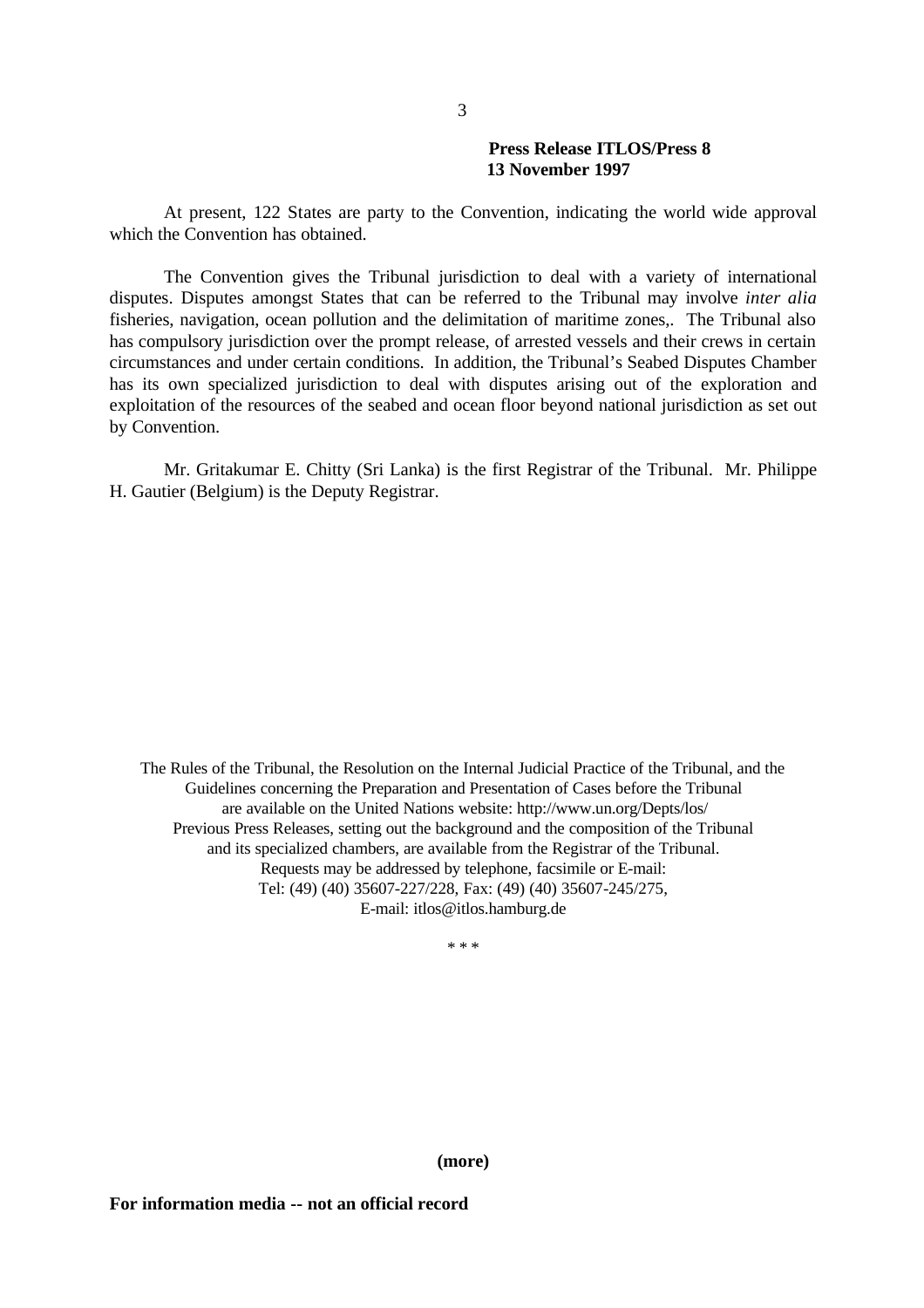**Press Release ITLOS/Press 8**
**13 November 1997**

At present, 122 States are party to the Convention, indicating the world wide approval which the Convention has obtained.

The Convention gives the Tribunal jurisdiction to deal with a variety of international disputes. Disputes amongst States that can be referred to the Tribunal may involve *inter alia* fisheries, navigation, ocean pollution and the delimitation of maritime zones,. The Tribunal also has compulsory jurisdiction over the prompt release, of arrested vessels and their crews in certain circumstances and under certain conditions. In addition, the Tribunal's Seabed Disputes Chamber has its own specialized jurisdiction to deal with disputes arising out of the exploration and exploitation of the resources of the seabed and ocean floor beyond national jurisdiction as set out by Convention.

Mr. Gritakumar E. Chitty (Sri Lanka) is the first Registrar of the Tribunal. Mr. Philippe H. Gautier (Belgium) is the Deputy Registrar.

The Rules of the Tribunal, the Resolution on the Internal Judicial Practice of the Tribunal, and the Guidelines concerning the Preparation and Presentation of Cases before the Tribunal are available on the United Nations website: http://www.un.org/Depts/los/
Previous Press Releases, setting out the background and the composition of the Tribunal and its specialized chambers, are available from the Registrar of the Tribunal.
Requests may be addressed by telephone, facsimile or E-mail:
Tel: (49) (40) 35607-227/228, Fax: (49) (40) 35607-245/275,
E-mail: itlos@itlos.hamburg.de

* * *

**(more)**

**For information media -- not an official record**